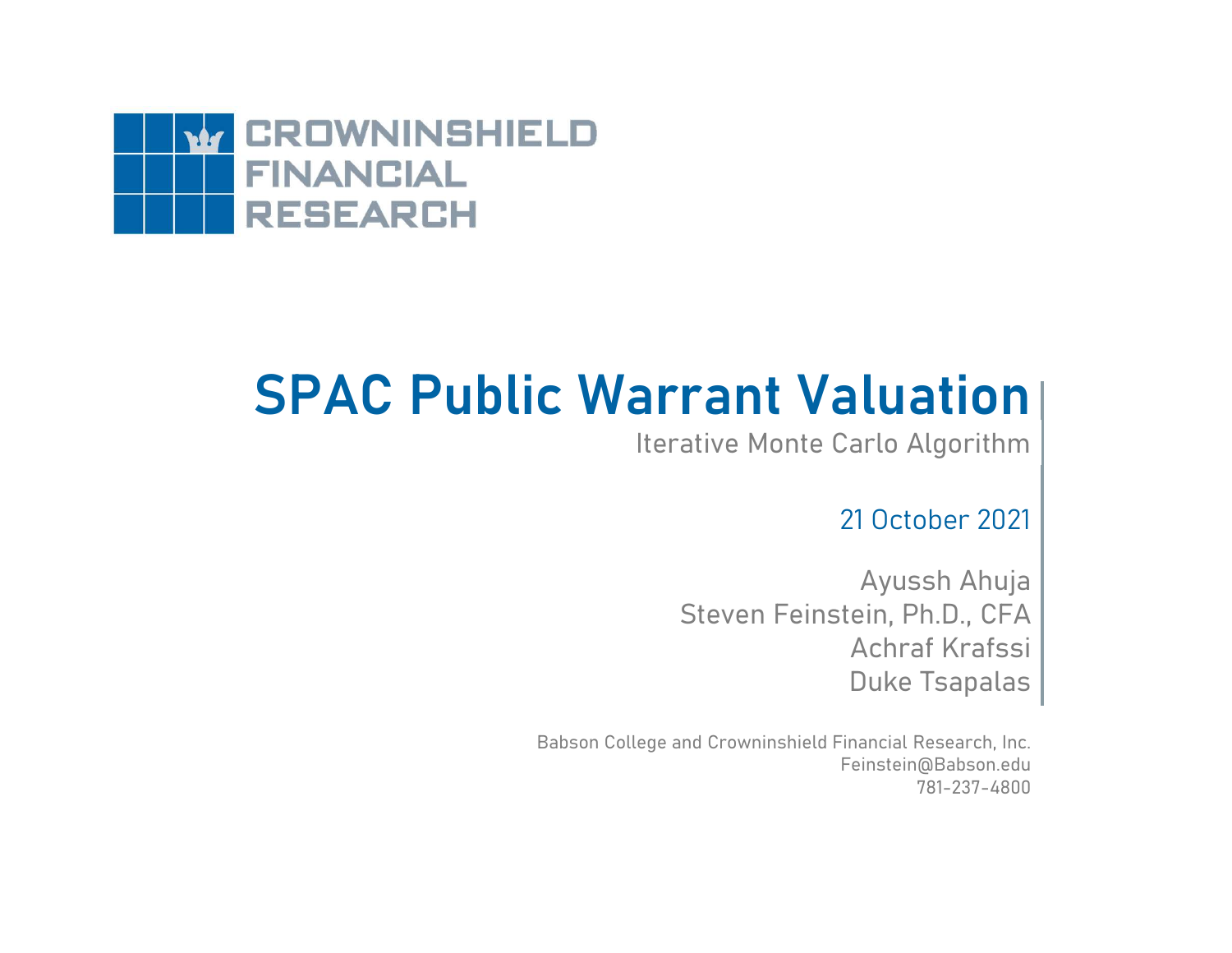CROWNINSHIELD FINANCIAL RESEARCH

# SPAC Public Warrant Valuation

Iterative Monte Carlo Algorithm

21 October 2021

Ayussh Ahuja
Steven Feinstein, Ph.D., CFA
Achraf Krafssi
Duke Tsapalas

Babson College and Crowninshield Financial Research, Inc.
Feinstein@Babson.edu
781-237-4800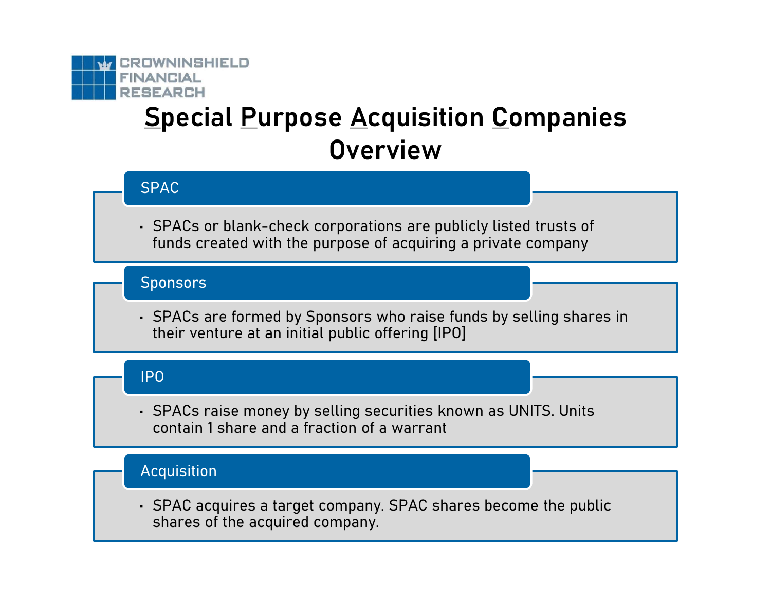CROWNINSHIELD FINANCIAL RESEARCH

# Special Purpose Acquisition Companies Overview

## SPAC

- SPACs or blank-check corporations are publicly listed trusts of funds created with the purpose of acquiring a private company

## Sponsors

- SPACs are formed by Sponsors who raise funds by selling shares in their venture at an initial public offering [IPO]

## IPO

- SPACs raise money by selling securities known as <u>UNITS</u>. Units contain 1 share and a fraction of a warrant

## Acquisition

- SPAC acquires a target company. SPAC shares become the public shares of the acquired company.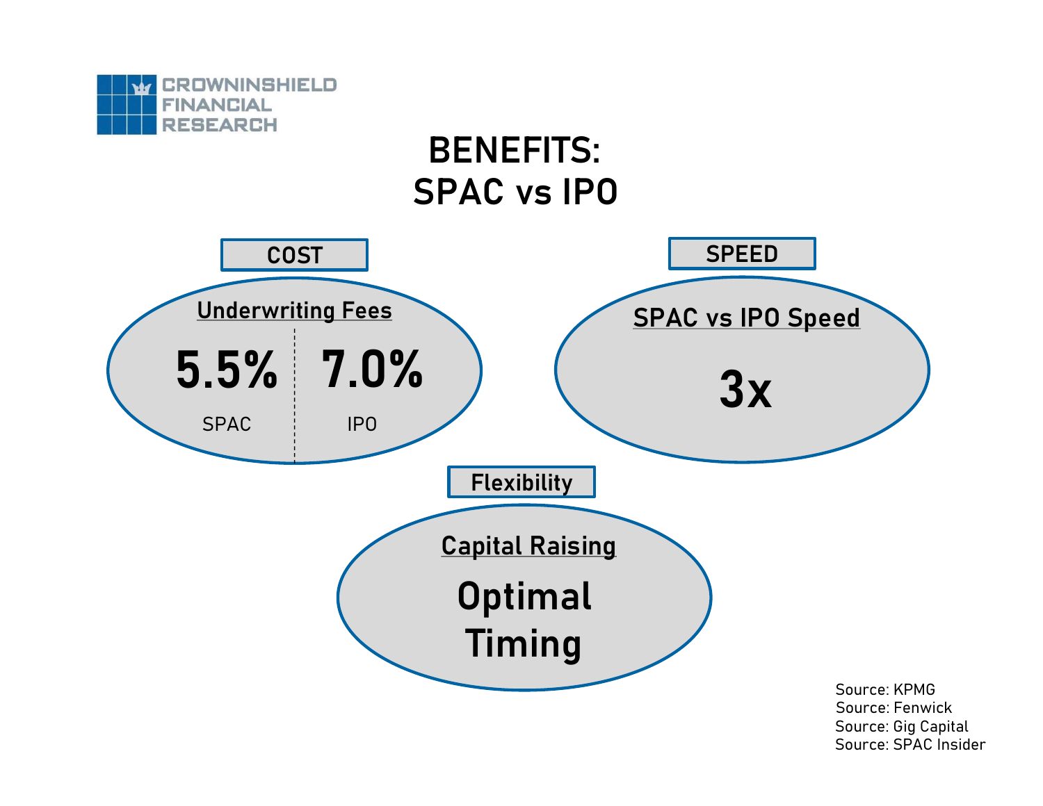CROWNINSHIELD FINANCIAL RESEARCH

# BENEFITS: SPAC vs IPO

## COST

**Underwriting Fees**

| 5.5% | 7.0% |
|---|---|
| SPAC | IPO |

## SPEED

**SPAC vs IPO Speed**

**3x**

## Flexibility

**Capital Raising**

**Optimal Timing**

Source: KPMG
Source: Fenwick
Source: Gig Capital
Source: SPAC Insider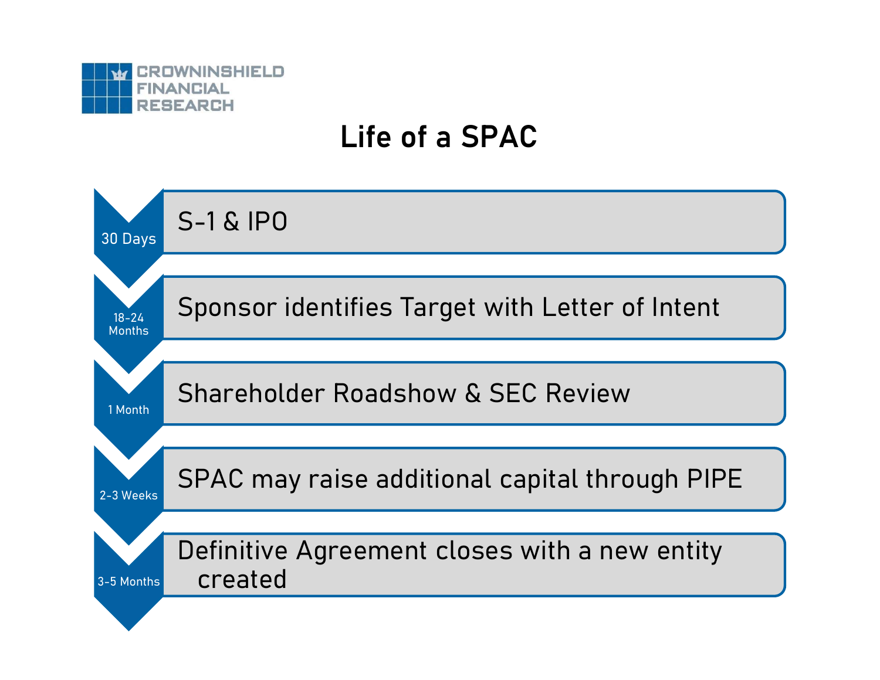CROWNINSHIELD FINANCIAL RESEARCH

# Life of a SPAC

| Duration | Stage |
| --- | --- |
| 30 Days | S-1 & IPO |
| 18-24 Months | Sponsor identifies Target with Letter of Intent |
| 1 Month | Shareholder Roadshow & SEC Review |
| 2-3 Weeks | SPAC may raise additional capital through PIPE |
| 3-5 Months | Definitive Agreement closes with a new entity created |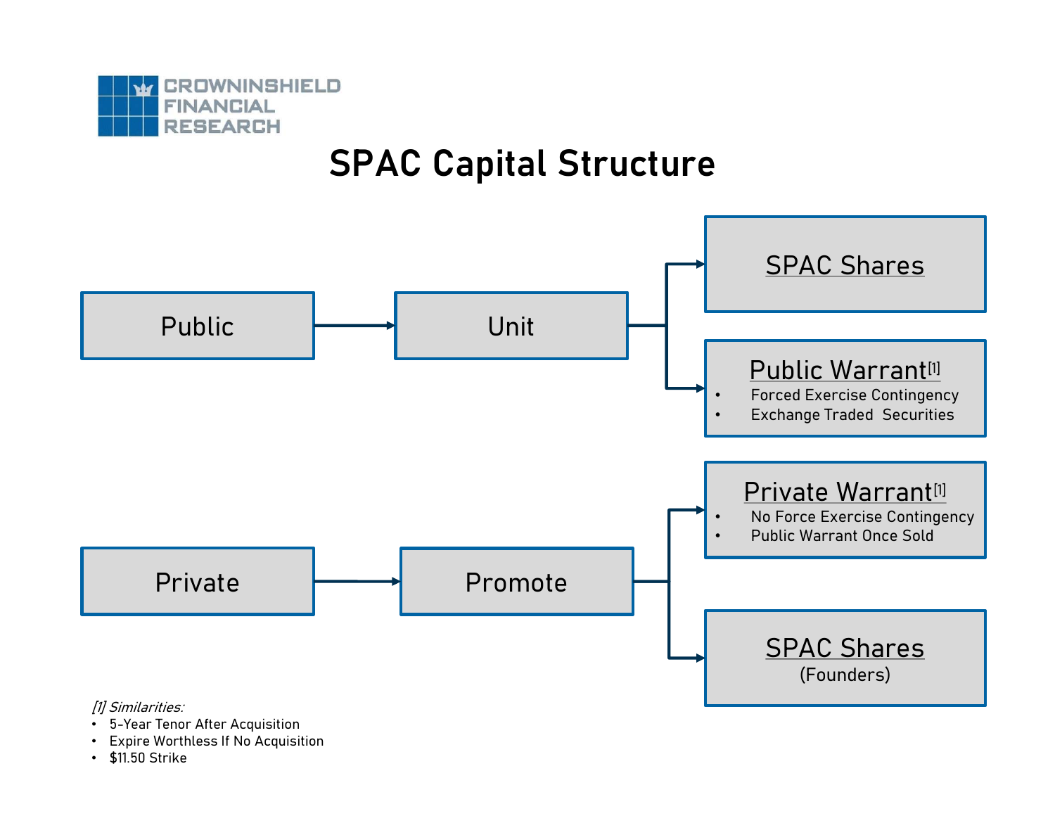# SPAC Capital Structure

Public → Unit → SPAC Shares; Public Warrant[1]

- Forced Exercise Contingency
- Exchange Traded Securities

Private → Promote → Private Warrant[1]; SPAC Shares (Founders)

**Private Warrant[1]**

- No Force Exercise Contingency
- Public Warrant Once Sold

*[1] Similarities:*

- 5-Year Tenor After Acquisition
- Expire Worthless If No Acquisition
- $11.50 Strike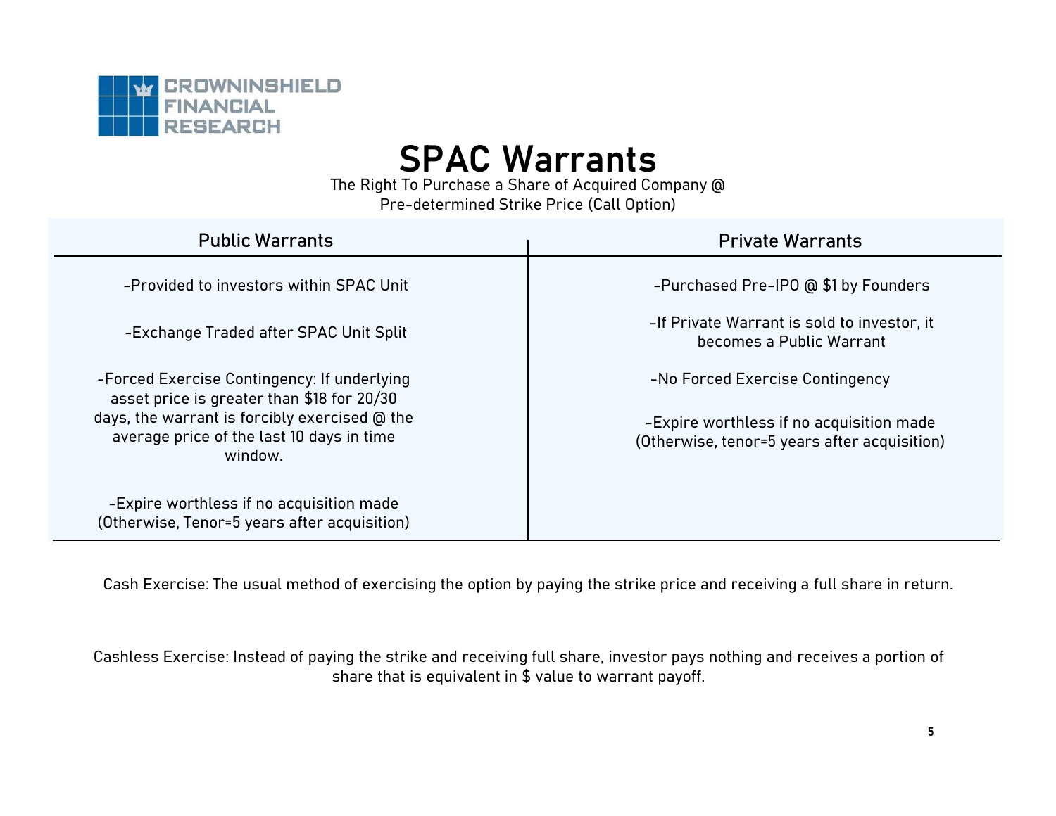CROWNINSHIELD FINANCIAL RESEARCH

# SPAC Warrants

The Right To Purchase a Share of Acquired Company @ Pre-determined Strike Price (Call Option)

| Public Warrants | Private Warrants |
|---|---|
| -Provided to investors within SPAC Unit | -Purchased Pre-IPO @ $1 by Founders |
| -Exchange Traded after SPAC Unit Split | -If Private Warrant is sold to investor, it becomes a Public Warrant |
| -Forced Exercise Contingency: If underlying asset price is greater than $18 for 20/30 days, the warrant is forcibly exercised @ the average price of the last 10 days in time window. | -No Forced Exercise Contingency |
| -Expire worthless if no acquisition made (Otherwise, Tenor=5 years after acquisition) | -Expire worthless if no acquisition made (Otherwise, tenor=5 years after acquisition) |

Cash Exercise: The usual method of exercising the option by paying the strike price and receiving a full share in return.

Cashless Exercise: Instead of paying the strike and receiving full share, investor pays nothing and receives a portion of share that is equivalent in $ value to warrant payoff.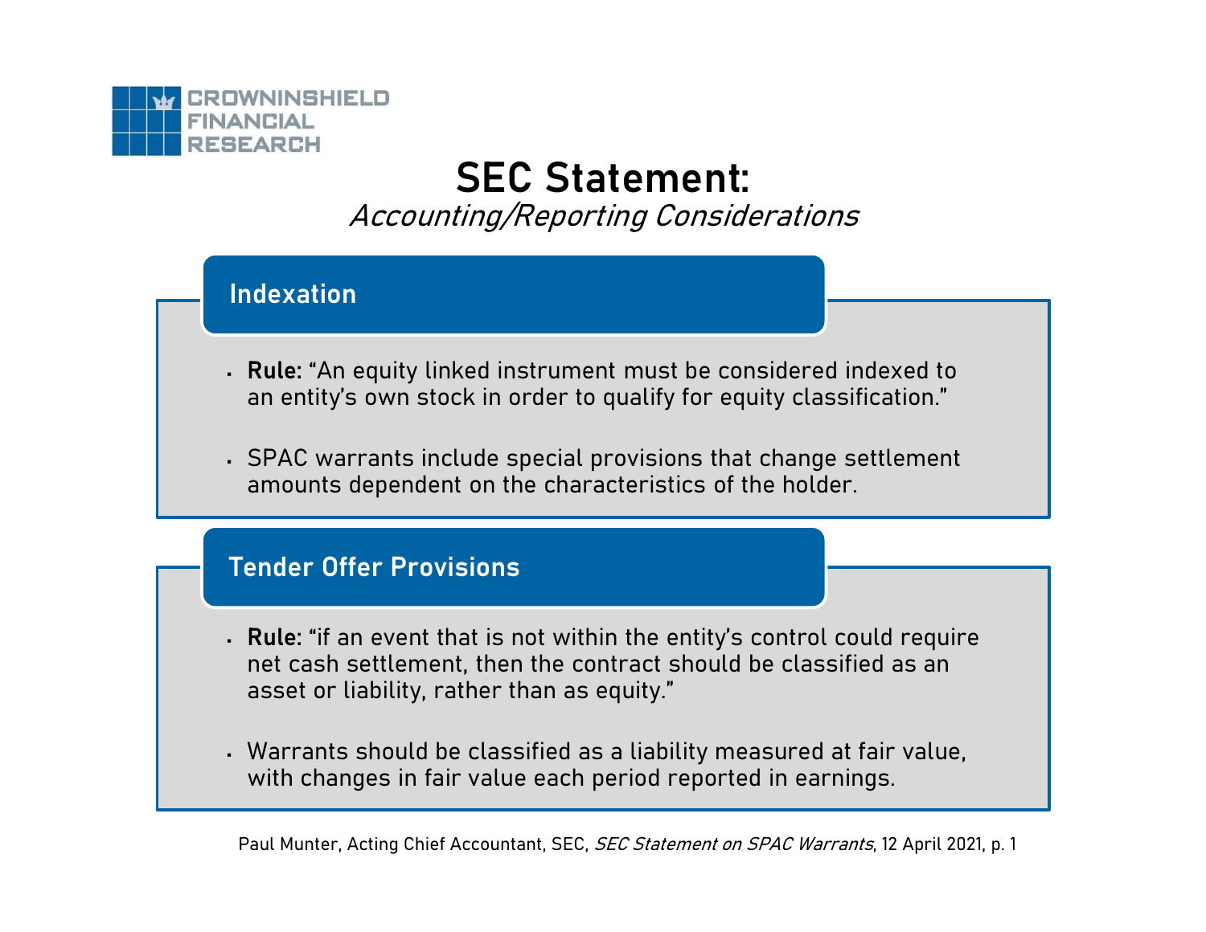CROWNINSHIELD FINANCIAL RESEARCH

# SEC Statement:

*Accounting/Reporting Considerations*

## Indexation

- **Rule:** "An equity linked instrument must be considered indexed to an entity's own stock in order to qualify for equity classification."
- SPAC warrants include special provisions that change settlement amounts dependent on the characteristics of the holder.

## Tender Offer Provisions

- **Rule:** "if an event that is not within the entity's control could require net cash settlement, then the contract should be classified as an asset or liability, rather than as equity."
- Warrants should be classified as a liability measured at fair value, with changes in fair value each period reported in earnings.

Paul Munter, Acting Chief Accountant, SEC, *SEC Statement on SPAC Warrants*, 12 April 2021, p. 1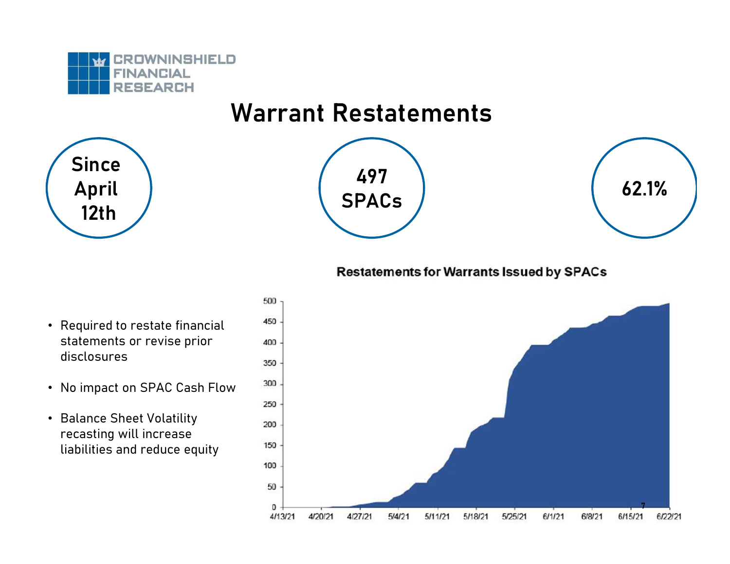# Warrant Restatements

**Since April 12th**

**497 SPACs**

**62.1%**

**Restatements for Warrants Issued by SPACs**

- Required to restate financial statements or revise prior disclosures
- No impact on SPAC Cash Flow
- Balance Sheet Volatility recasting will increase liabilities and reduce equity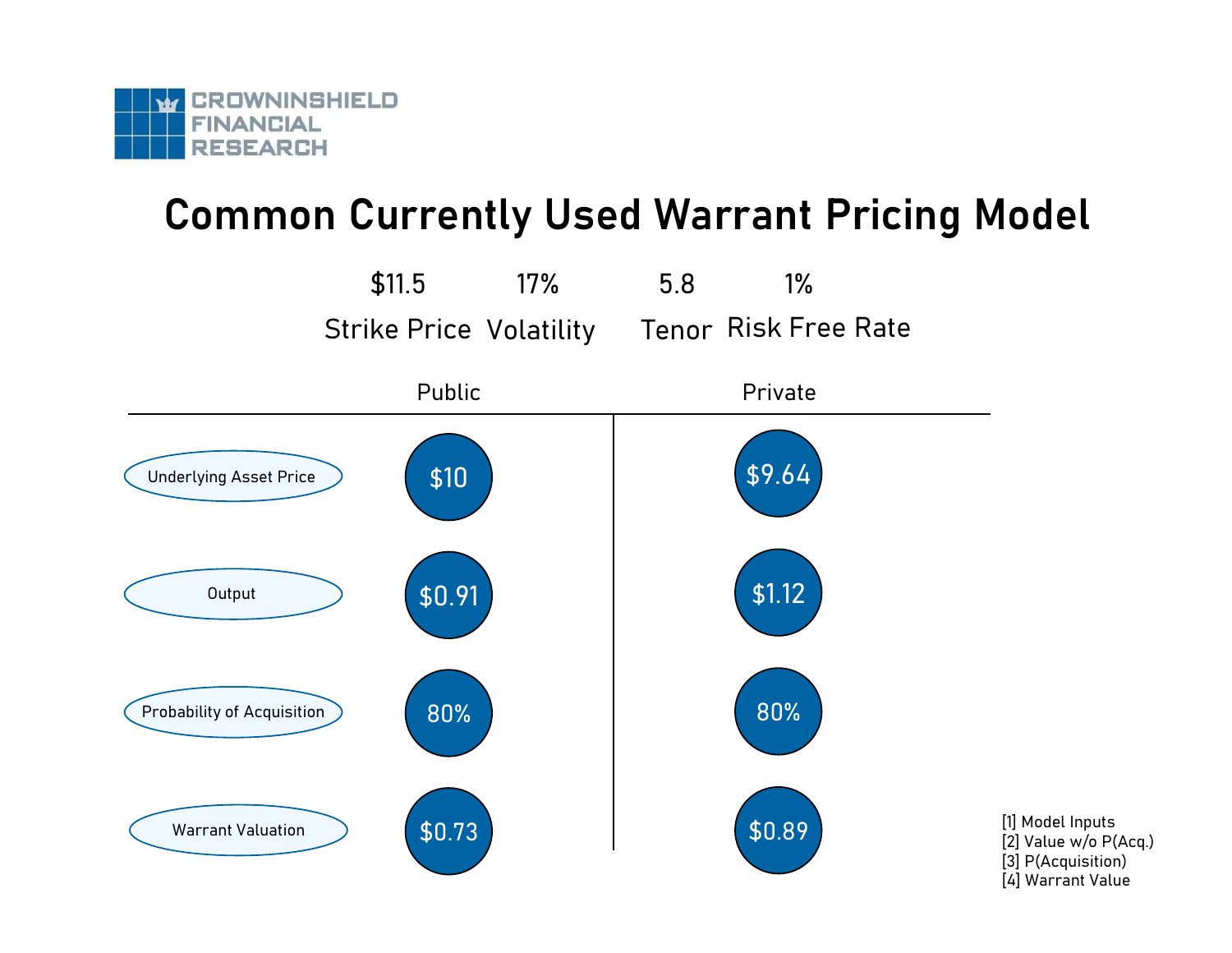CROWNINSHIELD FINANCIAL RESEARCH

# Common Currently Used Warrant Pricing Model

| $11.5 | 17% | 5.8 | 1% |
| --- | --- | --- | --- |
| Strike Price | Volatility | Tenor | Risk Free Rate |

| | Public | Private |
| --- | --- | --- |
| Underlying Asset Price | $10 | $9.64 |
| Output | $0.91 | $1.12 |
| Probability of Acquisition | 80% | 80% |
| Warrant Valuation | $0.73 | $0.89 |

[1] Model Inputs
[2] Value w/o P(Acq.)
[3] P(Acquisition)
[4] Warrant Value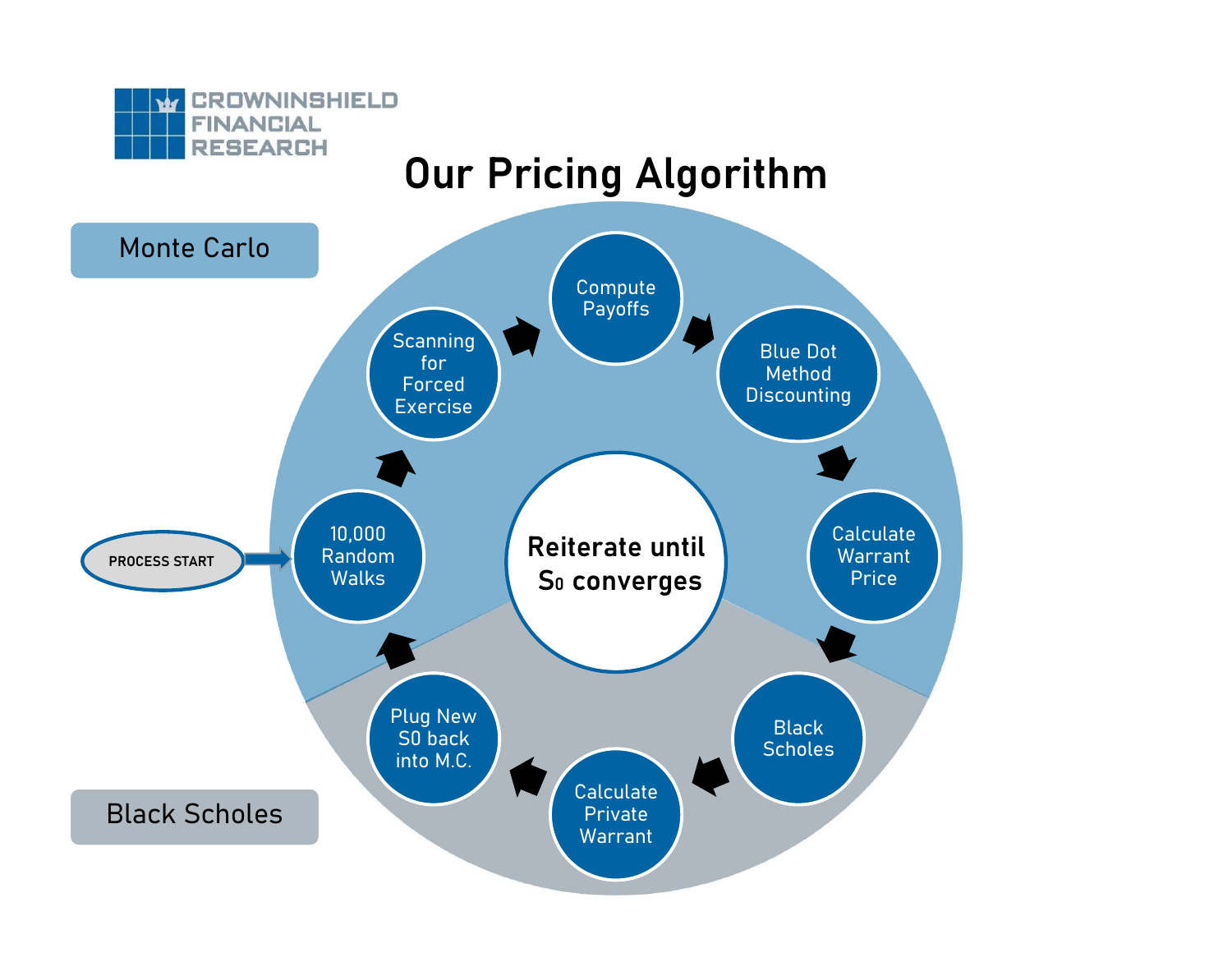CROWNINSHIELD FINANCIAL RESEARCH

# Our Pricing Algorithm

Monte Carlo

PROCESS START

10,000 Random Walks

Scanning for Forced Exercise

Compute Payoffs

Blue Dot Method Discounting

Calculate Warrant Price

Black Scholes

Calculate Private Warrant

Plug New S0 back into M.C.

**Reiterate until $S_0$ converges**

Black Scholes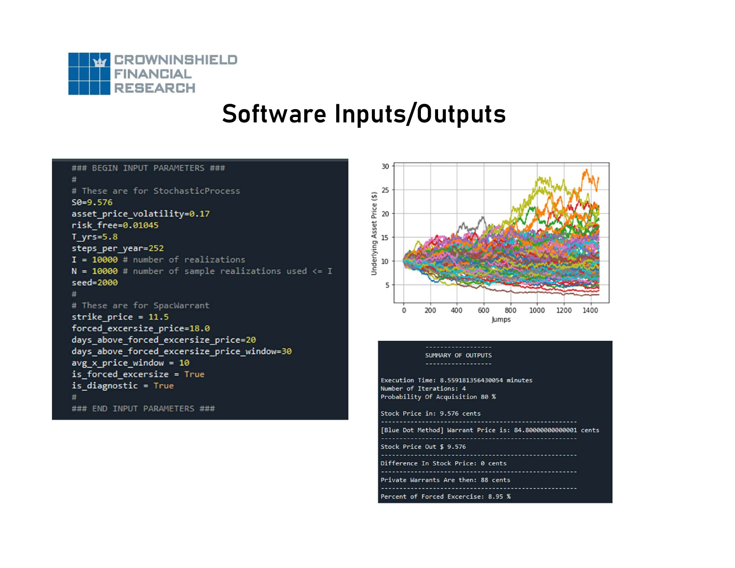CROWNINSHIELD FINANCIAL RESEARCH

# Software Inputs/Outputs

```
### BEGIN INPUT PARAMETERS ###
#
# These are for StochasticProcess
S0=9.576
asset_price_volatility=0.17
risk_free=0.01045
T_yrs=5.8
steps_per_year=252
I = 10000 # number of realizations
N = 10000 # number of sample realizations used <= I
seed=2000
#
# These are for SpacWarrant
strike_price = 11.5
forced_excersize_price=18.0
days_above_forced_excersize_price=20
days_above_forced_excersize_price_window=30
avg_x_price_window = 10
is_forced_excersize = True
is_diagnostic = True
#
### END INPUT PARAMETERS ###
```

```
              -----------------
              SUMMARY OF OUTPUTS
              -----------------

Execution Time: 8.559181356430054 minutes
Number of Iterations: 4
Probability Of Acquisition 80 %

Stock Price in: 9.576 cents
--------------------------------------------------
[Blue Dot Method] Warrant Price is: 84.80000000000001 cents
--------------------------------------------------
Stock Price Out $ 9.576
--------------------------------------------------
Difference In Stock Price: 0 cents
--------------------------------------------------
Private Warrants Are then: 88 cents
--------------------------------------------------
Percent of Forced Excercise: 8.95 %
```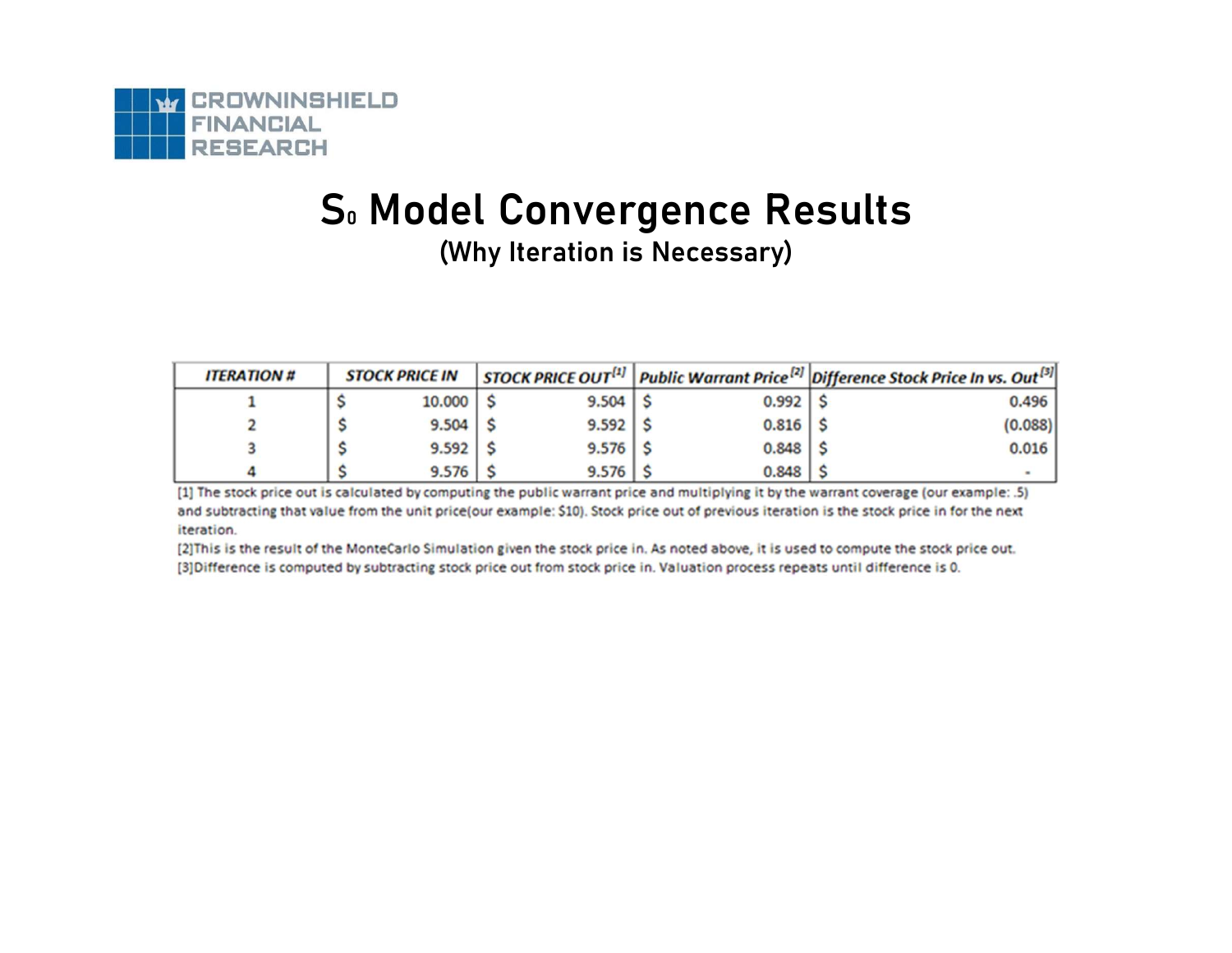CROWNINSHIELD FINANCIAL RESEARCH

# $S_0$ Model Convergence Results

## (Why Iteration is Necessary)

| ITERATION # | STOCK PRICE IN | STOCK PRICE OUT[1] | Public Warrant Price[2] | Difference Stock Price In vs. Out[3] |
|---|---|---|---|---|
| 1 | $ 10.000 | $ 9.504 | $ 0.992 | $ 0.496 |
| 2 | $ 9.504 | $ 9.592 | $ 0.816 | $ (0.088) |
| 3 | $ 9.592 | $ 9.576 | $ 0.848 | $ 0.016 |
| 4 | $ 9.576 | $ 9.576 | $ 0.848 | $ - |

[1] The stock price out is calculated by computing the public warrant price and multiplying it by the warrant coverage (our example: .5) and subtracting that value from the unit price(our example: $10). Stock price out of previous iteration is the stock price in for the next iteration.

[2]This is the result of the MonteCarlo Simulation given the stock price in. As noted above, it is used to compute the stock price out.

[3]Difference is computed by subtracting stock price out from stock price in. Valuation process repeats until difference is 0.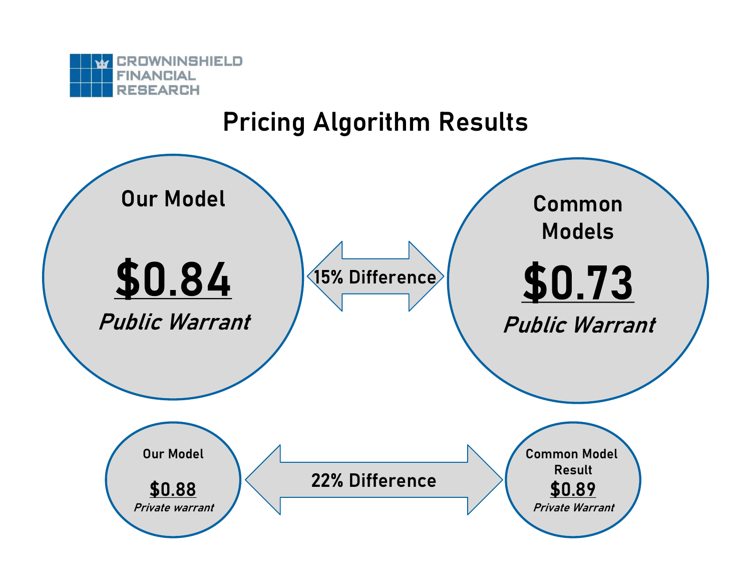CROWNINSHIELD FINANCIAL RESEARCH

# Pricing Algorithm Results

**Our Model**

**$0.84**

***Public Warrant***

**15% Difference**

**Common Models**

**$0.73**

***Public Warrant***

**Our Model**

**$0.88**

*Private warrant*

**22% Difference**

**Common Model Result**

**$0.89**

*Private Warrant*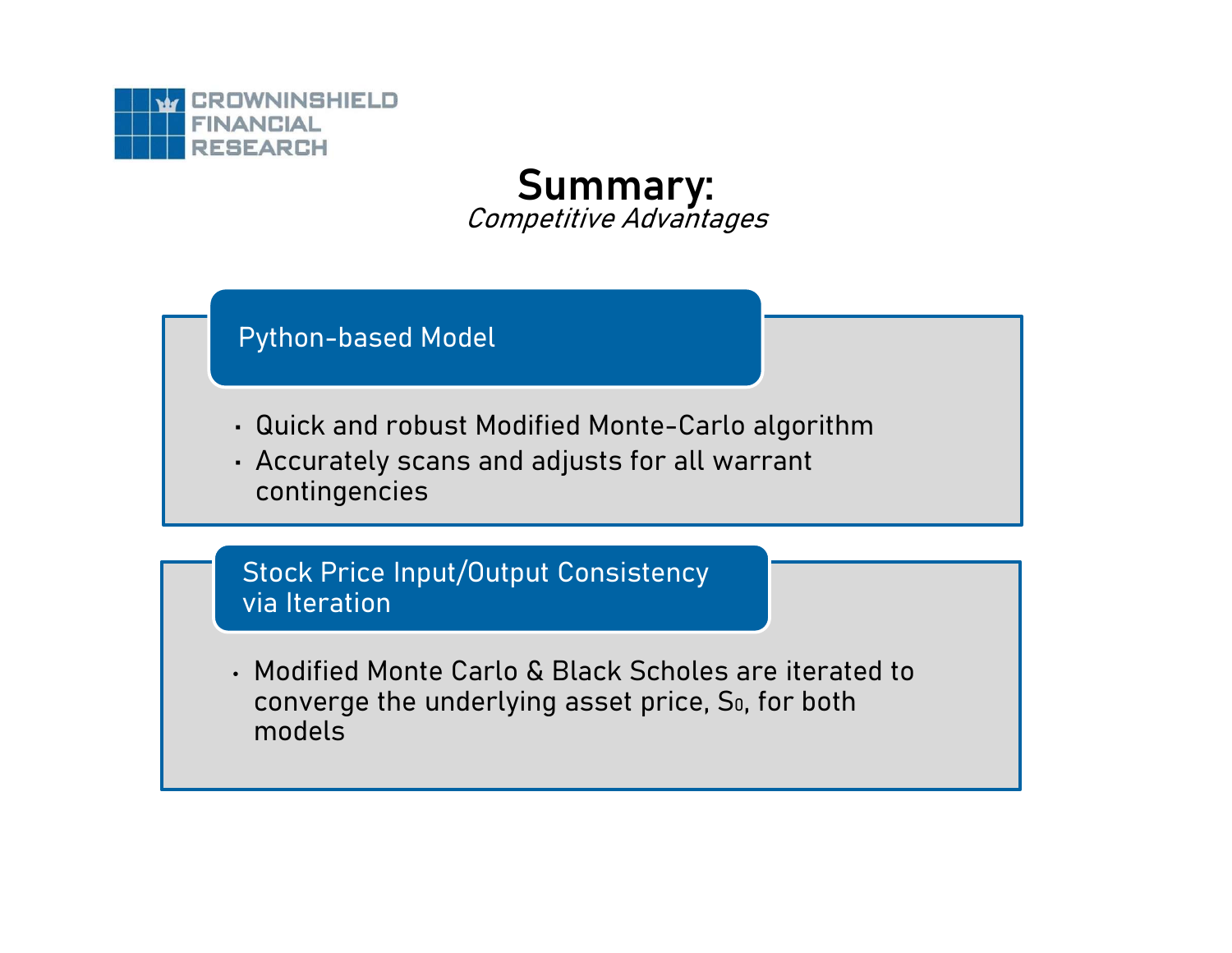CROWNINSHIELD FINANCIAL RESEARCH

# Summary:

*Competitive Advantages*

## Python-based Model

- Quick and robust Modified Monte-Carlo algorithm
- Accurately scans and adjusts for all warrant contingencies

## Stock Price Input/Output Consistency via Iteration

- Modified Monte Carlo & Black Scholes are iterated to converge the underlying asset price, $S_0$, for both models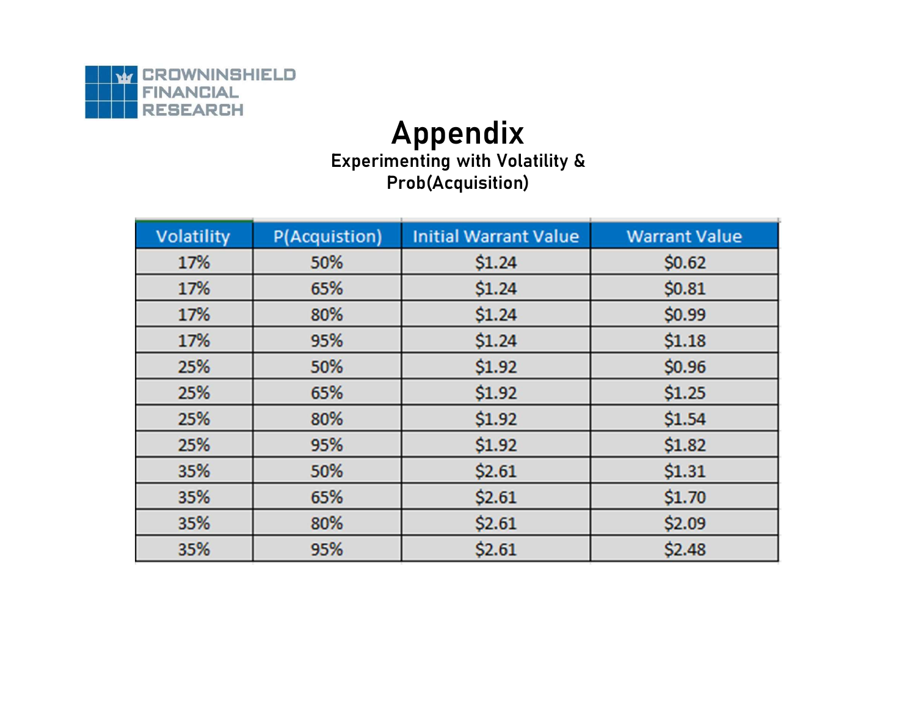CROWNINSHIELD FINANCIAL RESEARCH

# Appendix

## Experimenting with Volatility & Prob(Acquisition)

| Volatility | P(Acquistion) | Initial Warrant Value | Warrant Value |
|---|---|---|---|
| 17% | 50% | $1.24 | $0.62 |
| 17% | 65% | $1.24 | $0.81 |
| 17% | 80% | $1.24 | $0.99 |
| 17% | 95% | $1.24 | $1.18 |
| 25% | 50% | $1.92 | $0.96 |
| 25% | 65% | $1.92 | $1.25 |
| 25% | 80% | $1.92 | $1.54 |
| 25% | 95% | $1.92 | $1.82 |
| 35% | 50% | $2.61 | $1.31 |
| 35% | 65% | $2.61 | $1.70 |
| 35% | 80% | $2.61 | $2.09 |
| 35% | 95% | $2.61 | $2.48 |